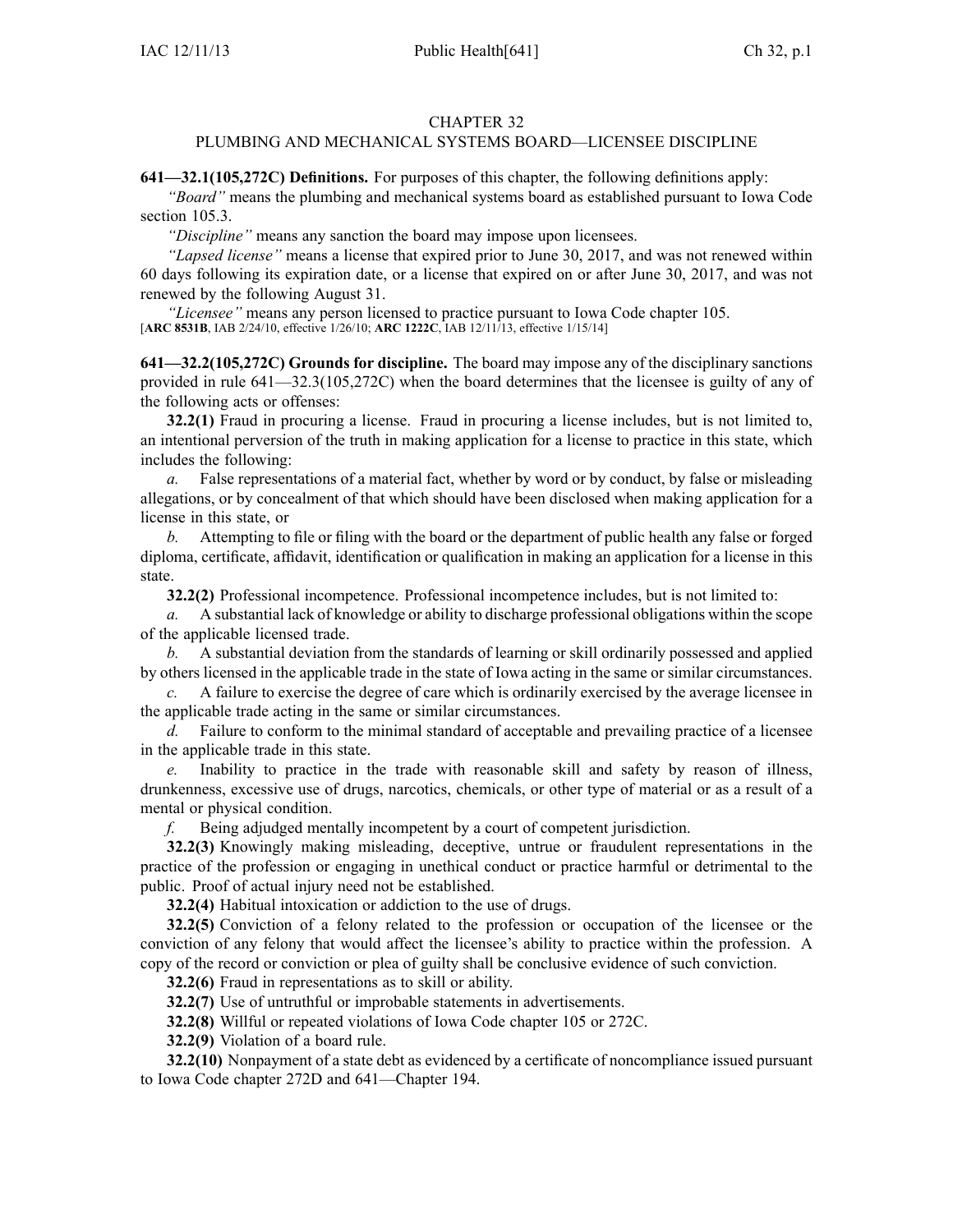# CHAPTER 32
## PLUMBING AND MECHANICAL SYSTEMS BOARD—LICENSEE DISCIPLINE

**641—32.1(105,272C) Definitions.** For purposes of this chapter, the following definitions apply:

*"Board"* means the plumbing and mechanical systems board as established pursuant to Iowa Code section 105.3.

*"Discipline"* means any sanction the board may impose upon licensees.

*"Lapsed license"* means a license that expired prior to June 30, 2017, and was not renewed within 60 days following its expiration date, or a license that expired on or after June 30, 2017, and was not renewed by the following August 31.

*"Licensee"* means any person licensed to practice pursuant to Iowa Code chapter 105.

[**ARC 8531B**, IAB 2/24/10, effective 1/26/10; **ARC 1222C**, IAB 12/11/13, effective 1/15/14]

**641—32.2(105,272C) Grounds for discipline.** The board may impose any of the disciplinary sanctions provided in rule 641—32.3(105,272C) when the board determines that the licensee is guilty of any of the following acts or offenses:

**32.2(1)** Fraud in procuring a license. Fraud in procuring a license includes, but is not limited to, an intentional perversion of the truth in making application for a license to practice in this state, which includes the following:

*a.* False representations of a material fact, whether by word or by conduct, by false or misleading allegations, or by concealment of that which should have been disclosed when making application for a license in this state, or

*b.* Attempting to file or filing with the board or the department of public health any false or forged diploma, certificate, affidavit, identification or qualification in making an application for a license in this state.

**32.2(2)** Professional incompetence. Professional incompetence includes, but is not limited to:

*a.* A substantial lack of knowledge or ability to discharge professional obligations within the scope of the applicable licensed trade.

*b.* A substantial deviation from the standards of learning or skill ordinarily possessed and applied by others licensed in the applicable trade in the state of Iowa acting in the same or similar circumstances.

*c.* A failure to exercise the degree of care which is ordinarily exercised by the average licensee in the applicable trade acting in the same or similar circumstances.

*d.* Failure to conform to the minimal standard of acceptable and prevailing practice of a licensee in the applicable trade in this state.

*e.* Inability to practice in the trade with reasonable skill and safety by reason of illness, drunkenness, excessive use of drugs, narcotics, chemicals, or other type of material or as a result of a mental or physical condition.

*f.* Being adjudged mentally incompetent by a court of competent jurisdiction.

**32.2(3)** Knowingly making misleading, deceptive, untrue or fraudulent representations in the practice of the profession or engaging in unethical conduct or practice harmful or detrimental to the public. Proof of actual injury need not be established.

**32.2(4)** Habitual intoxication or addiction to the use of drugs.

**32.2(5)** Conviction of a felony related to the profession or occupation of the licensee or the conviction of any felony that would affect the licensee's ability to practice within the profession. A copy of the record or conviction or plea of guilty shall be conclusive evidence of such conviction.

**32.2(6)** Fraud in representations as to skill or ability.

**32.2(7)** Use of untruthful or improbable statements in advertisements.

**32.2(8)** Willful or repeated violations of Iowa Code chapter 105 or 272C.

**32.2(9)** Violation of a board rule.

**32.2(10)** Nonpayment of a state debt as evidenced by a certificate of noncompliance issued pursuant to Iowa Code chapter 272D and 641—Chapter 194.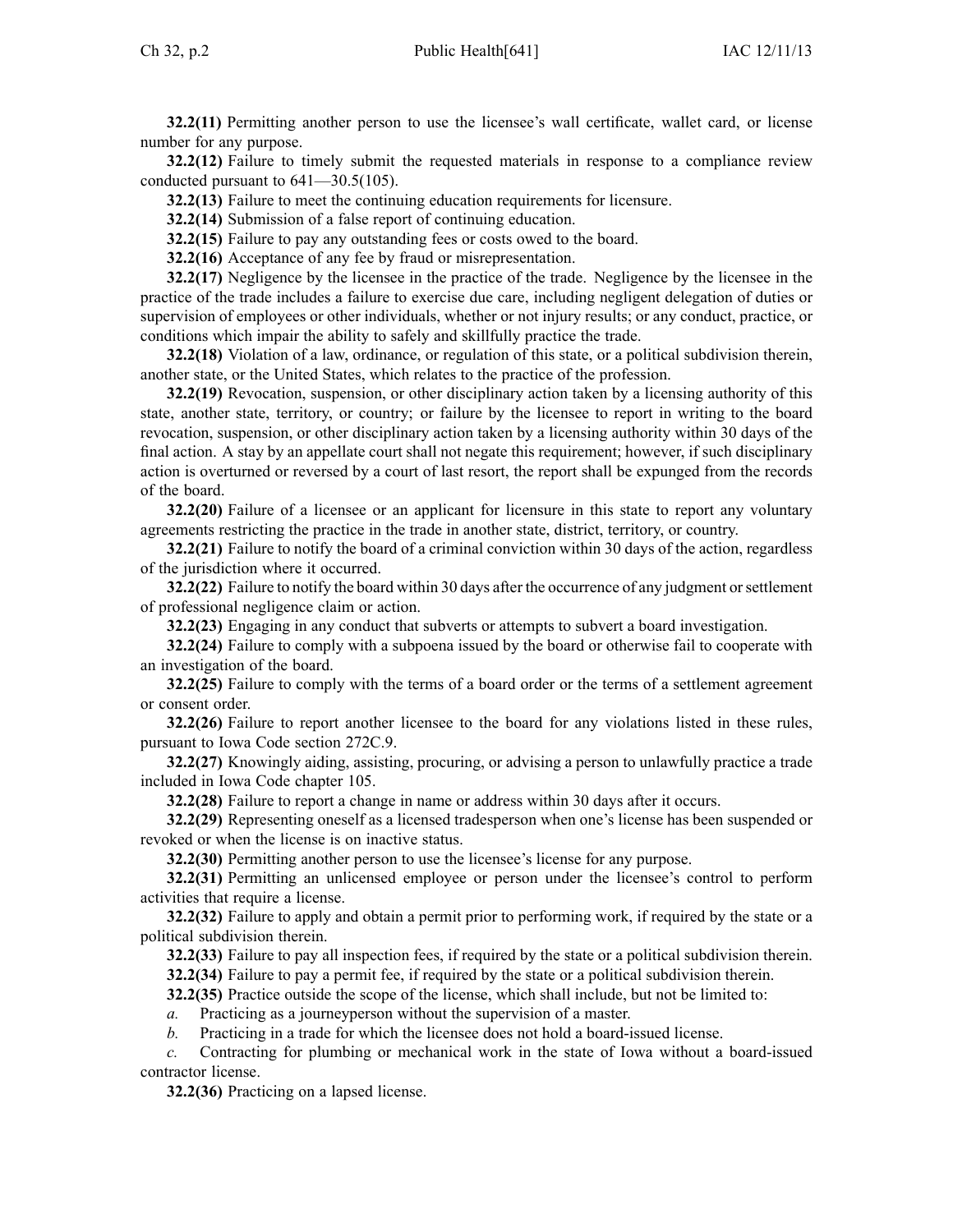**32.2(11)** Permitting another person to use the licensee's wall certificate, wallet card, or license number for any purpose.

**32.2(12)** Failure to timely submit the requested materials in response to a compliance review conducted pursuant to 641—30.5(105).

**32.2(13)** Failure to meet the continuing education requirements for licensure.

**32.2(14)** Submission of a false report of continuing education.

**32.2(15)** Failure to pay any outstanding fees or costs owed to the board.

**32.2(16)** Acceptance of any fee by fraud or misrepresentation.

**32.2(17)** Negligence by the licensee in the practice of the trade. Negligence by the licensee in the practice of the trade includes a failure to exercise due care, including negligent delegation of duties or supervision of employees or other individuals, whether or not injury results; or any conduct, practice, or conditions which impair the ability to safely and skillfully practice the trade.

**32.2(18)** Violation of a law, ordinance, or regulation of this state, or a political subdivision therein, another state, or the United States, which relates to the practice of the profession.

**32.2(19)** Revocation, suspension, or other disciplinary action taken by a licensing authority of this state, another state, territory, or country; or failure by the licensee to report in writing to the board revocation, suspension, or other disciplinary action taken by a licensing authority within 30 days of the final action. A stay by an appellate court shall not negate this requirement; however, if such disciplinary action is overturned or reversed by a court of last resort, the report shall be expunged from the records of the board.

**32.2(20)** Failure of a licensee or an applicant for licensure in this state to report any voluntary agreements restricting the practice in the trade in another state, district, territory, or country.

**32.2(21)** Failure to notify the board of a criminal conviction within 30 days of the action, regardless of the jurisdiction where it occurred.

**32.2(22)** Failure to notify the board within 30 days after the occurrence of any judgment or settlement of professional negligence claim or action.

**32.2(23)** Engaging in any conduct that subverts or attempts to subvert a board investigation.

**32.2(24)** Failure to comply with a subpoena issued by the board or otherwise fail to cooperate with an investigation of the board.

**32.2(25)** Failure to comply with the terms of a board order or the terms of a settlement agreement or consent order.

**32.2(26)** Failure to report another licensee to the board for any violations listed in these rules, pursuant to Iowa Code section 272C.9.

**32.2(27)** Knowingly aiding, assisting, procuring, or advising a person to unlawfully practice a trade included in Iowa Code chapter 105.

**32.2(28)** Failure to report a change in name or address within 30 days after it occurs.

**32.2(29)** Representing oneself as a licensed tradesperson when one's license has been suspended or revoked or when the license is on inactive status.

**32.2(30)** Permitting another person to use the licensee's license for any purpose.

**32.2(31)** Permitting an unlicensed employee or person under the licensee's control to perform activities that require a license.

**32.2(32)** Failure to apply and obtain a permit prior to performing work, if required by the state or a political subdivision therein.

**32.2(33)** Failure to pay all inspection fees, if required by the state or a political subdivision therein.

**32.2(34)** Failure to pay a permit fee, if required by the state or a political subdivision therein.

**32.2(35)** Practice outside the scope of the license, which shall include, but not be limited to:

*a.* Practicing as a journeyperson without the supervision of a master.

*b.* Practicing in a trade for which the licensee does not hold a board-issued license.

*c.* Contracting for plumbing or mechanical work in the state of Iowa without a board-issued contractor license.

**32.2(36)** Practicing on a lapsed license.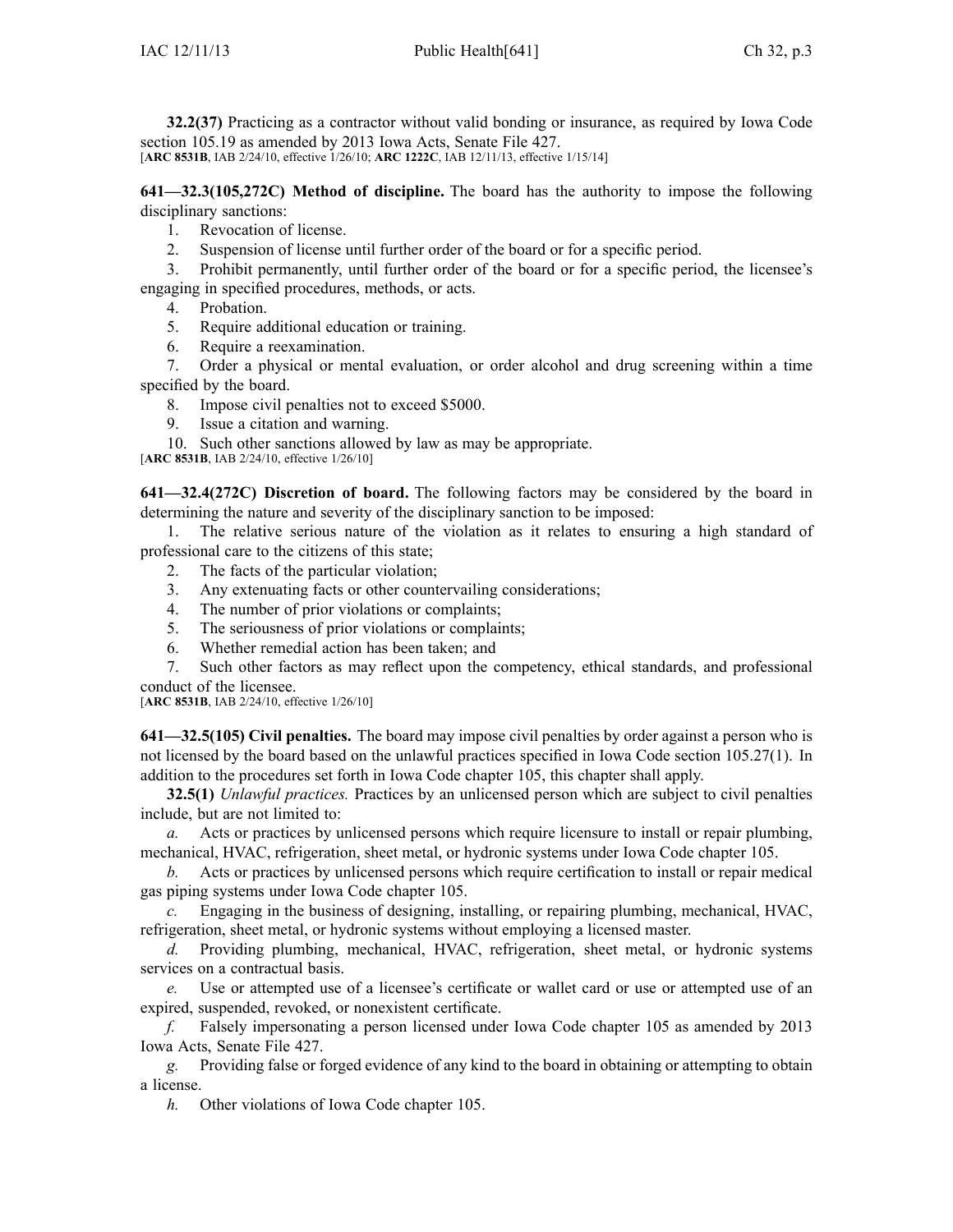**32.2(37)** Practicing as a contractor without valid bonding or insurance, as required by Iowa Code section 105.19 as amended by 2013 Iowa Acts, Senate File 427.
[**ARC 8531B**, IAB 2/24/10, effective 1/26/10; **ARC 1222C**, IAB 12/11/13, effective 1/15/14]

**641—32.3(105,272C) Method of discipline.** The board has the authority to impose the following disciplinary sanctions:

1. Revocation of license.
2. Suspension of license until further order of the board or for a specific period.
3. Prohibit permanently, until further order of the board or for a specific period, the licensee's engaging in specified procedures, methods, or acts.
4. Probation.
5. Require additional education or training.
6. Require a reexamination.
7. Order a physical or mental evaluation, or order alcohol and drug screening within a time specified by the board.
8. Impose civil penalties not to exceed $5000.
9. Issue a citation and warning.
10. Such other sanctions allowed by law as may be appropriate.

[**ARC 8531B**, IAB 2/24/10, effective 1/26/10]

**641—32.4(272C) Discretion of board.** The following factors may be considered by the board in determining the nature and severity of the disciplinary sanction to be imposed:

1. The relative serious nature of the violation as it relates to ensuring a high standard of professional care to the citizens of this state;
2. The facts of the particular violation;
3. Any extenuating facts or other countervailing considerations;
4. The number of prior violations or complaints;
5. The seriousness of prior violations or complaints;
6. Whether remedial action has been taken; and
7. Such other factors as may reflect upon the competency, ethical standards, and professional conduct of the licensee.

[**ARC 8531B**, IAB 2/24/10, effective 1/26/10]

**641—32.5(105) Civil penalties.** The board may impose civil penalties by order against a person who is not licensed by the board based on the unlawful practices specified in Iowa Code section 105.27(1). In addition to the procedures set forth in Iowa Code chapter 105, this chapter shall apply.

**32.5(1)** *Unlawful practices.* Practices by an unlicensed person which are subject to civil penalties include, but are not limited to:

*a.* Acts or practices by unlicensed persons which require licensure to install or repair plumbing, mechanical, HVAC, refrigeration, sheet metal, or hydronic systems under Iowa Code chapter 105.

*b.* Acts or practices by unlicensed persons which require certification to install or repair medical gas piping systems under Iowa Code chapter 105.

*c.* Engaging in the business of designing, installing, or repairing plumbing, mechanical, HVAC, refrigeration, sheet metal, or hydronic systems without employing a licensed master.

*d.* Providing plumbing, mechanical, HVAC, refrigeration, sheet metal, or hydronic systems services on a contractual basis.

*e.* Use or attempted use of a licensee's certificate or wallet card or use or attempted use of an expired, suspended, revoked, or nonexistent certificate.

*f.* Falsely impersonating a person licensed under Iowa Code chapter 105 as amended by 2013 Iowa Acts, Senate File 427.

*g.* Providing false or forged evidence of any kind to the board in obtaining or attempting to obtain a license.

*h.* Other violations of Iowa Code chapter 105.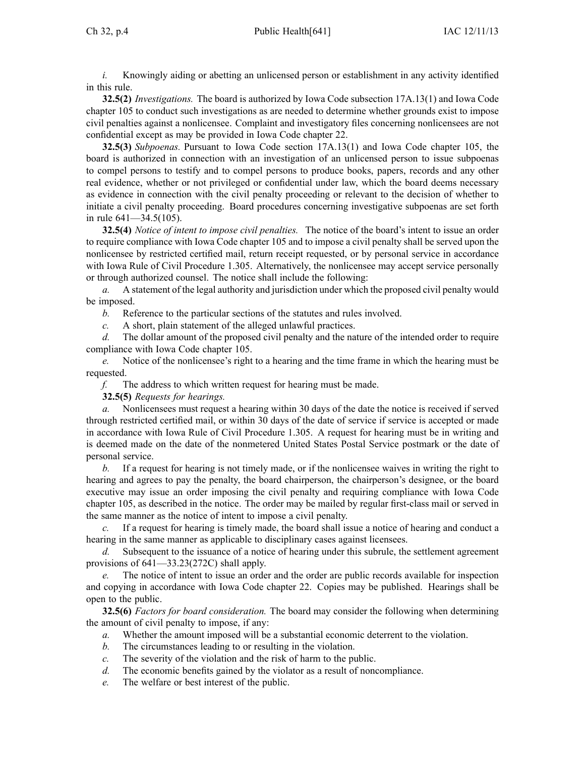*i.* Knowingly aiding or abetting an unlicensed person or establishment in any activity identified in this rule.

**32.5(2)** *Investigations.* The board is authorized by Iowa Code subsection 17A.13(1) and Iowa Code chapter 105 to conduct such investigations as are needed to determine whether grounds exist to impose civil penalties against a nonlicensee. Complaint and investigatory files concerning nonlicensees are not confidential except as may be provided in Iowa Code chapter 22.

**32.5(3)** *Subpoenas.* Pursuant to Iowa Code section 17A.13(1) and Iowa Code chapter 105, the board is authorized in connection with an investigation of an unlicensed person to issue subpoenas to compel persons to testify and to compel persons to produce books, papers, records and any other real evidence, whether or not privileged or confidential under law, which the board deems necessary as evidence in connection with the civil penalty proceeding or relevant to the decision of whether to initiate a civil penalty proceeding. Board procedures concerning investigative subpoenas are set forth in rule 641—34.5(105).

**32.5(4)** *Notice of intent to impose civil penalties.* The notice of the board's intent to issue an order to require compliance with Iowa Code chapter 105 and to impose a civil penalty shall be served upon the nonlicensee by restricted certified mail, return receipt requested, or by personal service in accordance with Iowa Rule of Civil Procedure 1.305. Alternatively, the nonlicensee may accept service personally or through authorized counsel. The notice shall include the following:

*a.* A statement of the legal authority and jurisdiction under which the proposed civil penalty would be imposed.

*b.* Reference to the particular sections of the statutes and rules involved.

*c.* A short, plain statement of the alleged unlawful practices.

*d.* The dollar amount of the proposed civil penalty and the nature of the intended order to require compliance with Iowa Code chapter 105.

*e.* Notice of the nonlicensee's right to a hearing and the time frame in which the hearing must be requested.

*f.* The address to which written request for hearing must be made.

**32.5(5)** *Requests for hearings.*

*a.* Nonlicensees must request a hearing within 30 days of the date the notice is received if served through restricted certified mail, or within 30 days of the date of service if service is accepted or made in accordance with Iowa Rule of Civil Procedure 1.305. A request for hearing must be in writing and is deemed made on the date of the nonmetered United States Postal Service postmark or the date of personal service.

*b.* If a request for hearing is not timely made, or if the nonlicensee waives in writing the right to hearing and agrees to pay the penalty, the board chairperson, the chairperson's designee, or the board executive may issue an order imposing the civil penalty and requiring compliance with Iowa Code chapter 105, as described in the notice. The order may be mailed by regular first-class mail or served in the same manner as the notice of intent to impose a civil penalty.

*c.* If a request for hearing is timely made, the board shall issue a notice of hearing and conduct a hearing in the same manner as applicable to disciplinary cases against licensees.

*d.* Subsequent to the issuance of a notice of hearing under this subrule, the settlement agreement provisions of 641—33.23(272C) shall apply.

*e.* The notice of intent to issue an order and the order are public records available for inspection and copying in accordance with Iowa Code chapter 22. Copies may be published. Hearings shall be open to the public.

**32.5(6)** *Factors for board consideration.* The board may consider the following when determining the amount of civil penalty to impose, if any:

*a.* Whether the amount imposed will be a substantial economic deterrent to the violation.

*b.* The circumstances leading to or resulting in the violation.

*c.* The severity of the violation and the risk of harm to the public.

*d.* The economic benefits gained by the violator as a result of noncompliance.

*e.* The welfare or best interest of the public.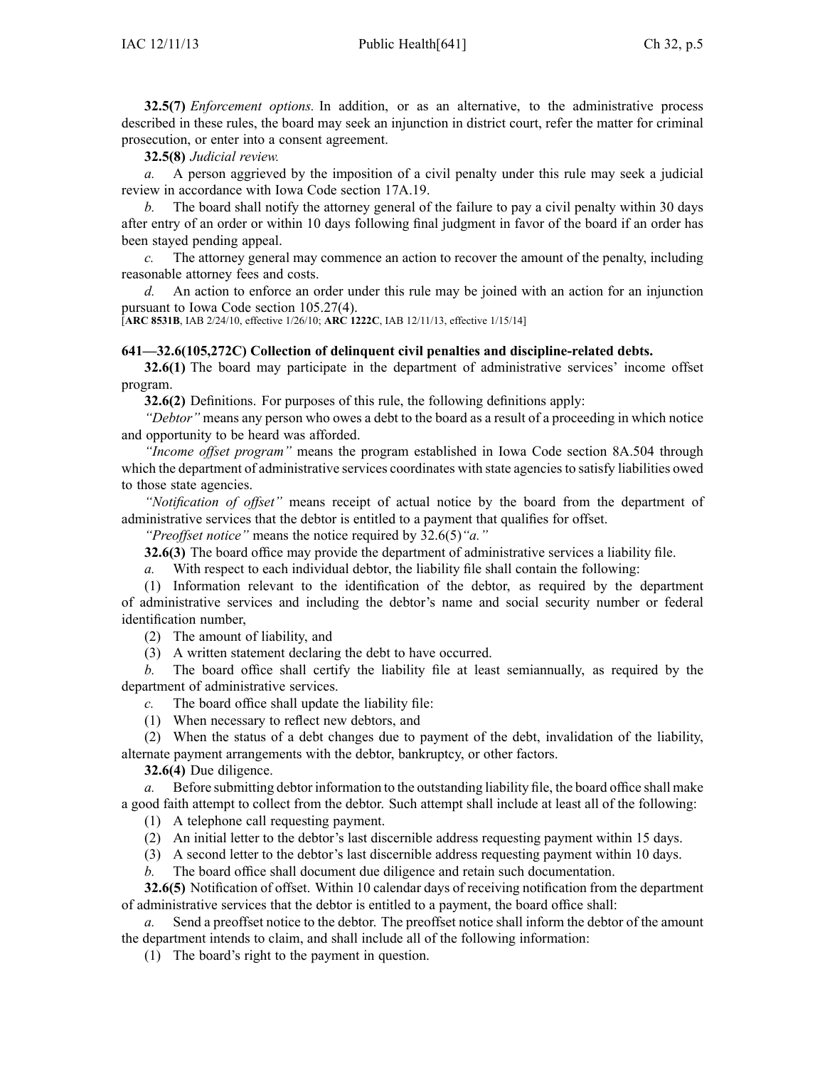**32.5(7)** *Enforcement options.* In addition, or as an alternative, to the administrative process described in these rules, the board may seek an injunction in district court, refer the matter for criminal prosecution, or enter into a consent agreement.

**32.5(8)** *Judicial review.*

*a.* A person aggrieved by the imposition of a civil penalty under this rule may seek a judicial review in accordance with Iowa Code section 17A.19.

*b.* The board shall notify the attorney general of the failure to pay a civil penalty within 30 days after entry of an order or within 10 days following final judgment in favor of the board if an order has been stayed pending appeal.

*c.* The attorney general may commence an action to recover the amount of the penalty, including reasonable attorney fees and costs.

*d.* An action to enforce an order under this rule may be joined with an action for an injunction pursuant to Iowa Code section 105.27(4).

[**ARC 8531B**, IAB 2/24/10, effective 1/26/10; **ARC 1222C**, IAB 12/11/13, effective 1/15/14]

**641—32.6(105,272C) Collection of delinquent civil penalties and discipline-related debts.**

**32.6(1)** The board may participate in the department of administrative services' income offset program.

**32.6(2)** Definitions. For purposes of this rule, the following definitions apply:

*"Debtor"* means any person who owes a debt to the board as a result of a proceeding in which notice and opportunity to be heard was afforded.

*"Income offset program"* means the program established in Iowa Code section 8A.504 through which the department of administrative services coordinates with state agencies to satisfy liabilities owed to those state agencies.

*"Notification of offset"* means receipt of actual notice by the board from the department of administrative services that the debtor is entitled to a payment that qualifies for offset.

*"Preoffset notice"* means the notice required by 32.6(5)*"a."*

**32.6(3)** The board office may provide the department of administrative services a liability file.

*a.* With respect to each individual debtor, the liability file shall contain the following:

(1) Information relevant to the identification of the debtor, as required by the department of administrative services and including the debtor's name and social security number or federal identification number,

(2) The amount of liability, and

(3) A written statement declaring the debt to have occurred.

*b.* The board office shall certify the liability file at least semiannually, as required by the department of administrative services.

*c.* The board office shall update the liability file:

(1) When necessary to reflect new debtors, and

(2) When the status of a debt changes due to payment of the debt, invalidation of the liability, alternate payment arrangements with the debtor, bankruptcy, or other factors.

**32.6(4)** Due diligence.

*a.* Before submitting debtor information to the outstanding liability file, the board office shall make a good faith attempt to collect from the debtor. Such attempt shall include at least all of the following:

(1) A telephone call requesting payment.

(2) An initial letter to the debtor's last discernible address requesting payment within 15 days.

(3) A second letter to the debtor's last discernible address requesting payment within 10 days.

*b.* The board office shall document due diligence and retain such documentation.

**32.6(5)** Notification of offset. Within 10 calendar days of receiving notification from the department of administrative services that the debtor is entitled to a payment, the board office shall:

*a.* Send a preoffset notice to the debtor. The preoffset notice shall inform the debtor of the amount the department intends to claim, and shall include all of the following information:

(1) The board's right to the payment in question.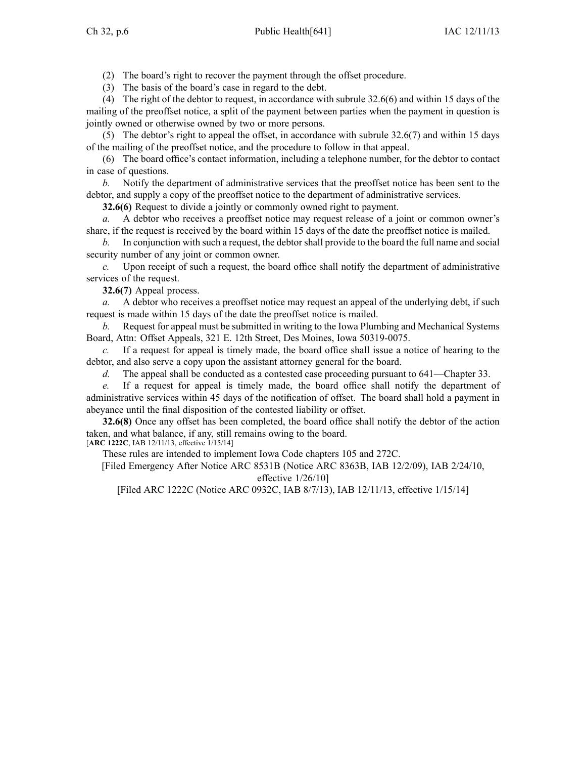(2) The board's right to recover the payment through the offset procedure.

(3) The basis of the board's case in regard to the debt.

(4) The right of the debtor to request, in accordance with subrule 32.6(6) and within 15 days of the mailing of the preoffset notice, a split of the payment between parties when the payment in question is jointly owned or otherwise owned by two or more persons.

(5) The debtor's right to appeal the offset, in accordance with subrule 32.6(7) and within 15 days of the mailing of the preoffset notice, and the procedure to follow in that appeal.

(6) The board office's contact information, including a telephone number, for the debtor to contact in case of questions.

*b.* Notify the department of administrative services that the preoffset notice has been sent to the debtor, and supply a copy of the preoffset notice to the department of administrative services.

**32.6(6)** Request to divide a jointly or commonly owned right to payment.

*a.* A debtor who receives a preoffset notice may request release of a joint or common owner's share, if the request is received by the board within 15 days of the date the preoffset notice is mailed.

*b.* In conjunction with such a request, the debtor shall provide to the board the full name and social security number of any joint or common owner.

*c.* Upon receipt of such a request, the board office shall notify the department of administrative services of the request.

**32.6(7)** Appeal process.

*a.* A debtor who receives a preoffset notice may request an appeal of the underlying debt, if such request is made within 15 days of the date the preoffset notice is mailed.

*b.* Request for appeal must be submitted in writing to the Iowa Plumbing and Mechanical Systems Board, Attn: Offset Appeals, 321 E. 12th Street, Des Moines, Iowa 50319-0075.

*c.* If a request for appeal is timely made, the board office shall issue a notice of hearing to the debtor, and also serve a copy upon the assistant attorney general for the board.

*d.* The appeal shall be conducted as a contested case proceeding pursuant to 641—Chapter 33.

*e.* If a request for appeal is timely made, the board office shall notify the department of administrative services within 45 days of the notification of offset. The board shall hold a payment in abeyance until the final disposition of the contested liability or offset.

**32.6(8)** Once any offset has been completed, the board office shall notify the debtor of the action taken, and what balance, if any, still remains owing to the board.
[**ARC 1222C**, IAB 12/11/13, effective 1/15/14]

These rules are intended to implement Iowa Code chapters 105 and 272C.

[Filed Emergency After Notice ARC 8531B (Notice ARC 8363B, IAB 12/2/09), IAB 2/24/10, effective 1/26/10]

[Filed ARC 1222C (Notice ARC 0932C, IAB 8/7/13), IAB 12/11/13, effective 1/15/14]